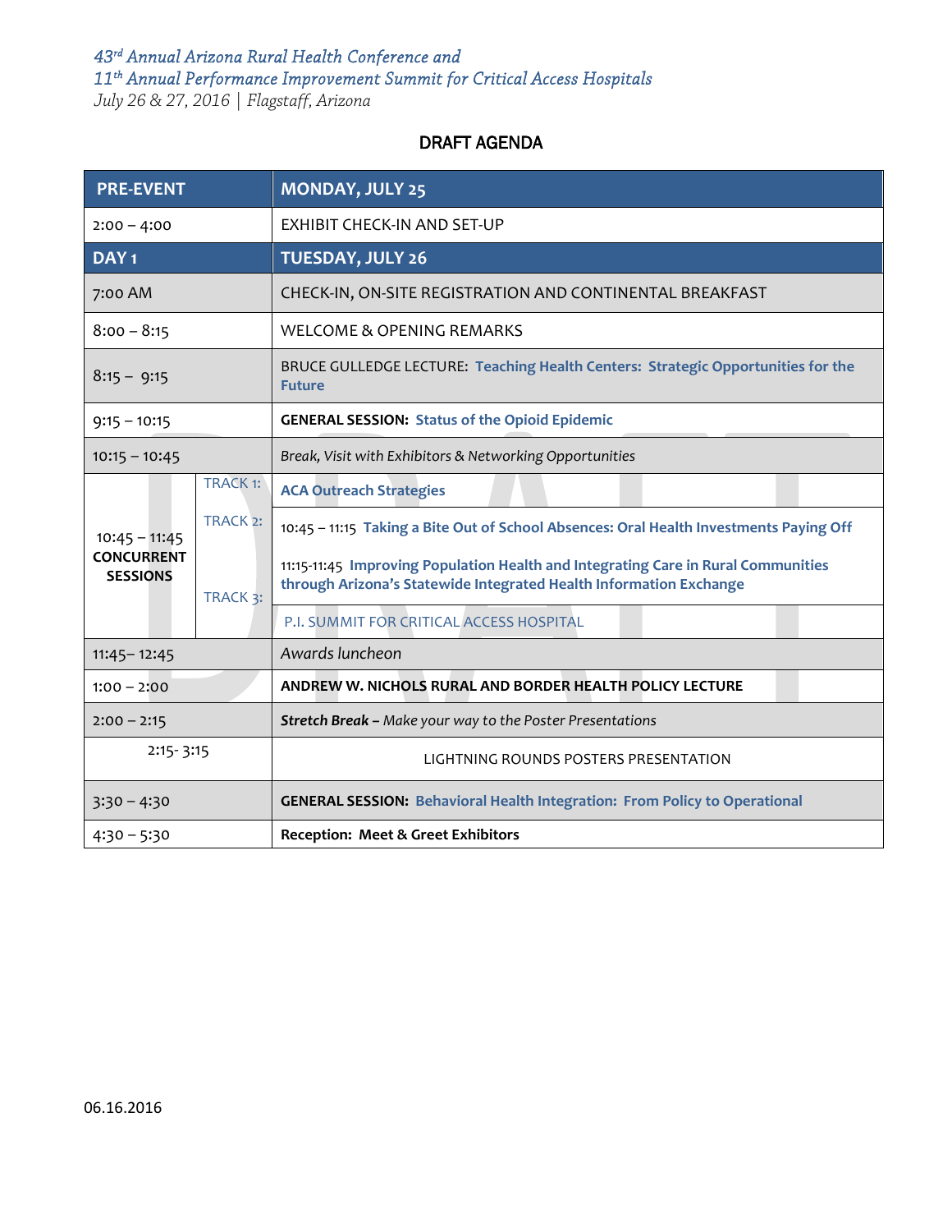*43rd Annual Arizona Rural Health Conference and*
*11th Annual Performance Improvement Summit for Critical Access Hospitals*
*July 26 & 27, 2016 | Flagstaff, Arizona*

# DRAFT AGENDA

| | | |
|---|---|---|
| **PRE-EVENT** | | **MONDAY, JULY 25** |
| 2:00 – 4:00 | | EXHIBIT CHECK-IN AND SET-UP |
| **DAY 1** | | **TUESDAY, JULY 26** |
| 7:00 AM | | CHECK-IN, ON-SITE REGISTRATION AND CONTINENTAL BREAKFAST |
| 8:00 – 8:15 | | WELCOME & OPENING REMARKS |
| 8:15 – 9:15 | | BRUCE GULLEDGE LECTURE: **Teaching Health Centers: Strategic Opportunities for the Future** |
| 9:15 – 10:15 | | **GENERAL SESSION: Status of the Opioid Epidemic** |
| 10:15 – 10:45 | | *Break, Visit with Exhibitors & Networking Opportunities* |
| 10:45 – 11:45 **CONCURRENT SESSIONS** | TRACK 1: | **ACA Outreach Strategies** |
| | TRACK 2: | 10:45 – 11:15 **Taking a Bite Out of School Absences: Oral Health Investments Paying Off**<br>11:15-11:45 **Improving Population Health and Integrating Care in Rural Communities through Arizona's Statewide Integrated Health Information Exchange** |
| | TRACK 3: | P.I. SUMMIT FOR CRITICAL ACCESS HOSPITAL |
| 11:45– 12:45 | | *Awards luncheon* |
| 1:00 – 2:00 | | **ANDREW W. NICHOLS RURAL AND BORDER HEALTH POLICY LECTURE** |
| 2:00 – 2:15 | | ***Stretch Break –*** *Make your way to the Poster Presentations* |
| 2:15- 3:15 | | LIGHTNING ROUNDS POSTERS PRESENTATION |
| 3:30 – 4:30 | | **GENERAL SESSION: Behavioral Health Integration: From Policy to Operational** |
| 4:30 – 5:30 | | **Reception: Meet & Greet Exhibitors** |

06.16.2016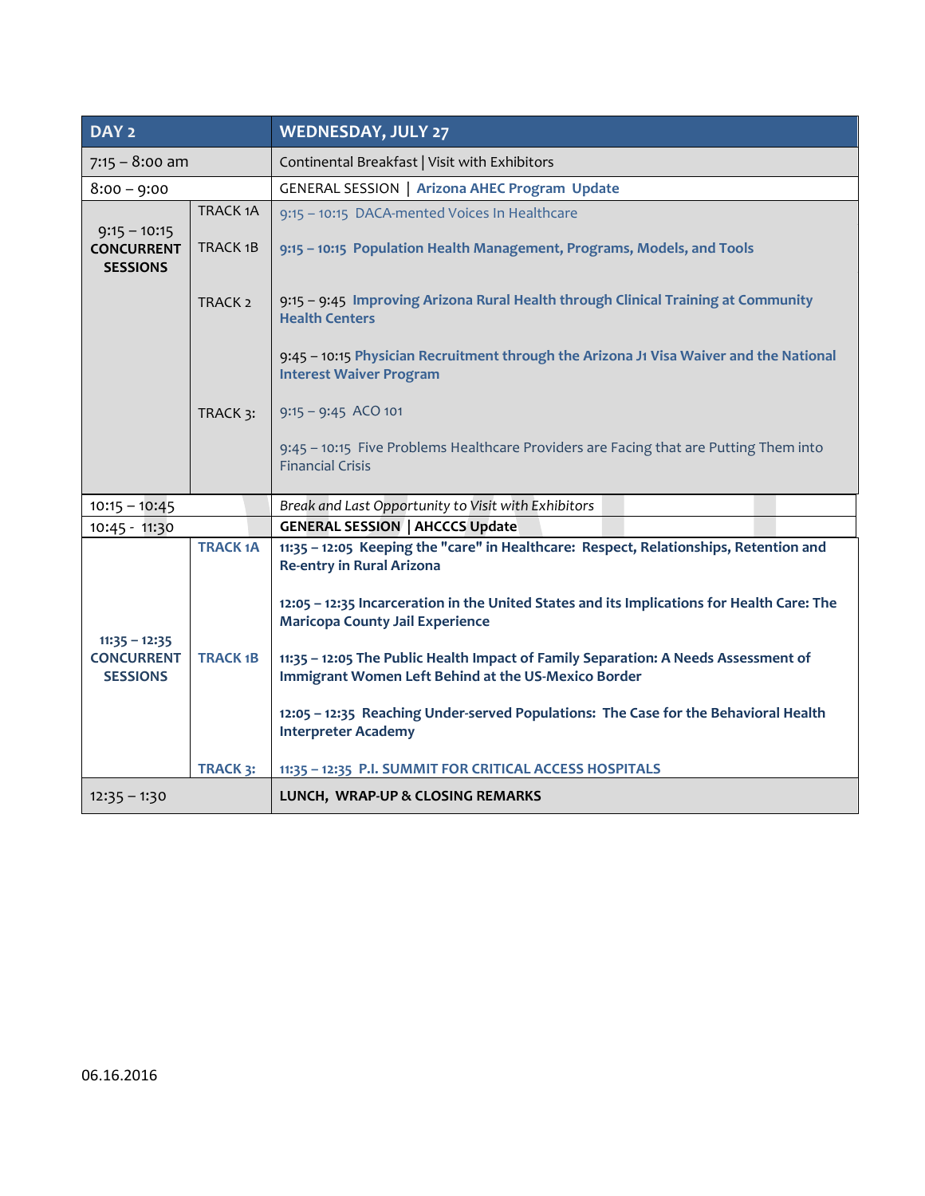| DAY 2 | | WEDNESDAY, JULY 27 |
|---|---|---|
| 7:15 – 8:00 am | | Continental Breakfast \| Visit with Exhibitors |
| 8:00 – 9:00 | | GENERAL SESSION \| **Arizona AHEC Program Update** |
| 9:15 – 10:15 **CONCURRENT SESSIONS** | TRACK 1A | 9:15 – 10:15 DACA-mented Voices In Healthcare |
| | TRACK 1B | **9:15 – 10:15 Population Health Management, Programs, Models, and Tools** |
| | TRACK 2 | 9:15 – 9:45 **Improving Arizona Rural Health through Clinical Training at Community Health Centers** |
| | | 9:45 – 10:15 **Physician Recruitment through the Arizona J1 Visa Waiver and the National Interest Waiver Program** |
| | TRACK 3: | 9:15 – 9:45 ACO 101 |
| | | 9:45 – 10:15 Five Problems Healthcare Providers are Facing that are Putting Them into Financial Crisis |
| 10:15 – 10:45 | | *Break and Last Opportunity to Visit with Exhibitors* |
| 10:45 - 11:30 | | **GENERAL SESSION \| AHCCCS Update** |
| 11:35 – 12:35 **CONCURRENT SESSIONS** | **TRACK 1A** | **11:35 – 12:05 Keeping the "care" in Healthcare: Respect, Relationships, Retention and Re-entry in Rural Arizona** |
| | | **12:05 – 12:35 Incarceration in the United States and its Implications for Health Care: The Maricopa County Jail Experience** |
| | **TRACK 1B** | **11:35 – 12:05 The Public Health Impact of Family Separation: A Needs Assessment of Immigrant Women Left Behind at the US-Mexico Border** |
| | | **12:05 – 12:35 Reaching Under-served Populations: The Case for the Behavioral Health Interpreter Academy** |
| | **TRACK 3:** | **11:35 – 12:35 P.I. SUMMIT FOR CRITICAL ACCESS HOSPITALS** |
| 12:35 – 1:30 | | **LUNCH, WRAP-UP & CLOSING REMARKS** |

06.16.2016